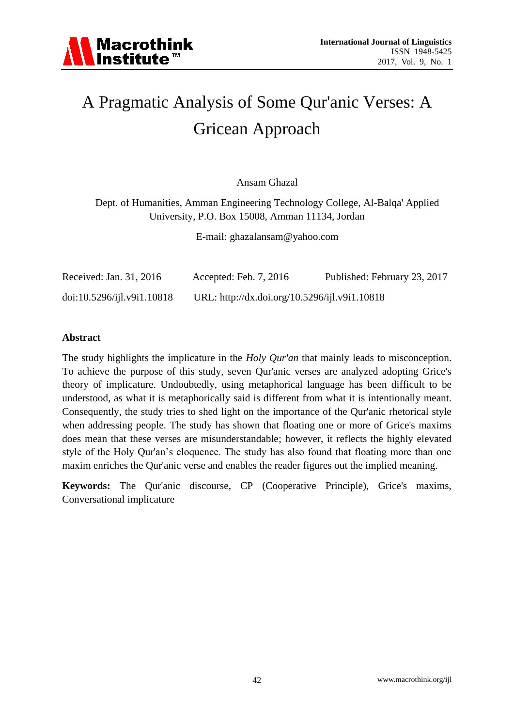# A Pragmatic Analysis of Some Qur'anic Verses: A Gricean Approach

Ansam Ghazal

Dept. of Humanities, Amman Engineering Technology College, Al-Balqa' Applied University, P.O. Box 15008, Amman 11134, Jordan

E-mail: ghazalansam@yahoo.com

Received: Jan. 31, 2016 Accepted: Feb. 7, 2016 Published: February 23, 2017

doi:10.5296/ijl.v9i1.10818 URL: http://dx.doi.org/10.5296/ijl.v9i1.10818

## Abstract

The study highlights the implicature in the *Holy Qur'an* that mainly leads to misconception. To achieve the purpose of this study, seven Qur'anic verses are analyzed adopting Grice's theory of implicature. Undoubtedly, using metaphorical language has been difficult to be understood, as what it is metaphorically said is different from what it is intentionally meant. Consequently, the study tries to shed light on the importance of the Qur'anic rhetorical style when addressing people. The study has shown that floating one or more of Grice's maxims does mean that these verses are misunderstandable; however, it reflects the highly elevated style of the Holy Qur'an's eloquence. The study has also found that floating more than one maxim enriches the Qur'anic verse and enables the reader figures out the implied meaning.

**Keywords:** The Qur'anic discourse, CP (Cooperative Principle), Grice's maxims, Conversational implicature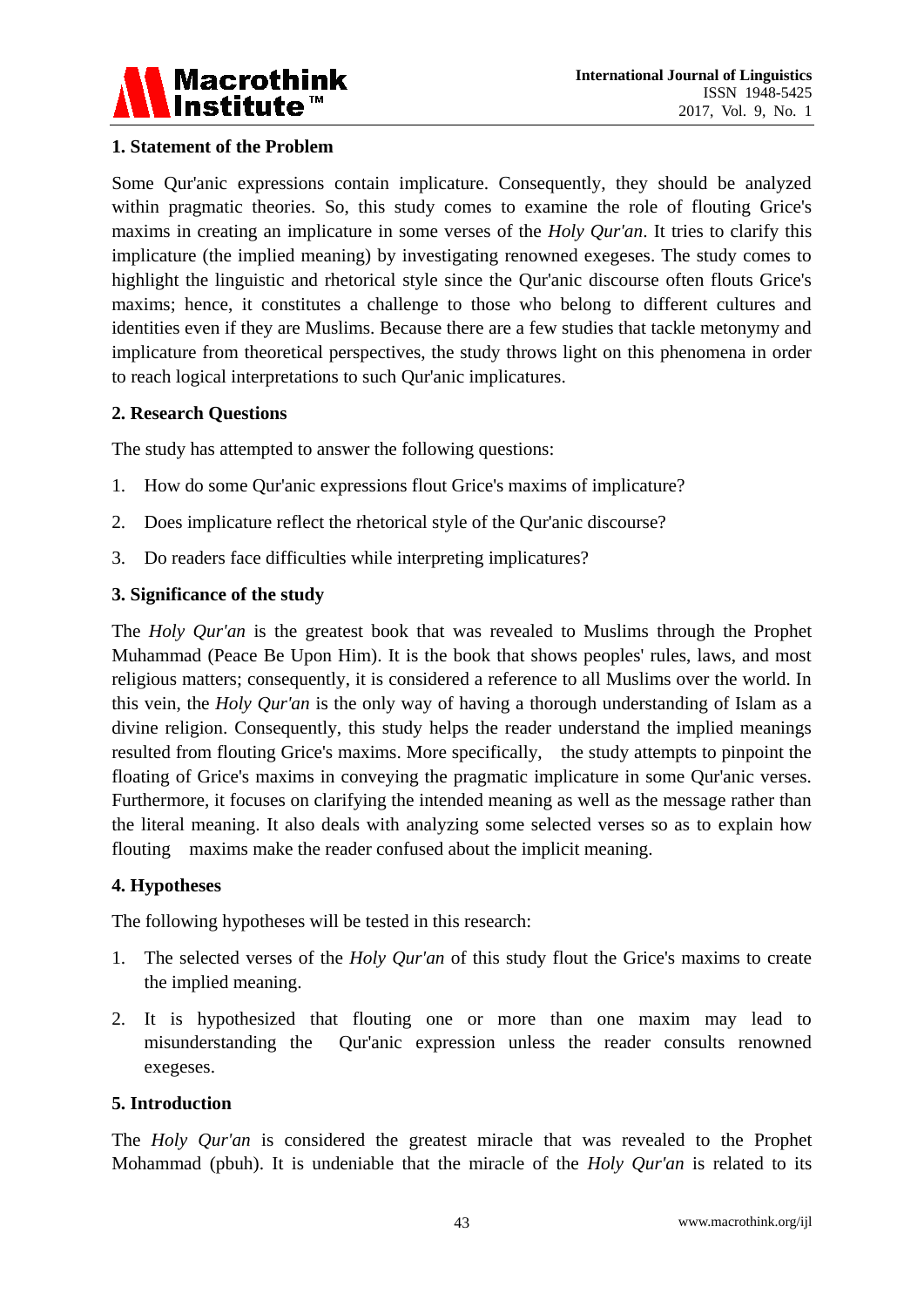## 1. Statement of the Problem

Some Qur'anic expressions contain implicature. Consequently, they should be analyzed within pragmatic theories. So, this study comes to examine the role of flouting Grice's maxims in creating an implicature in some verses of the *Holy Qur'an*. It tries to clarify this implicature (the implied meaning) by investigating renowned exegeses. The study comes to highlight the linguistic and rhetorical style since the Qur'anic discourse often flouts Grice's maxims; hence, it constitutes a challenge to those who belong to different cultures and identities even if they are Muslims. Because there are a few studies that tackle metonymy and implicature from theoretical perspectives, the study throws light on this phenomena in order to reach logical interpretations to such Qur'anic implicatures.

## 2. Research Questions

The study has attempted to answer the following questions:

1. How do some Qur'anic expressions flout Grice's maxims of implicature?
2. Does implicature reflect the rhetorical style of the Qur'anic discourse?
3. Do readers face difficulties while interpreting implicatures?

## 3. Significance of the study

The *Holy Qur'an* is the greatest book that was revealed to Muslims through the Prophet Muhammad (Peace Be Upon Him). It is the book that shows peoples' rules, laws, and most religious matters; consequently, it is considered a reference to all Muslims over the world. In this vein, the *Holy Qur'an* is the only way of having a thorough understanding of Islam as a divine religion. Consequently, this study helps the reader understand the implied meanings resulted from flouting Grice's maxims. More specifically, the study attempts to pinpoint the floating of Grice's maxims in conveying the pragmatic implicature in some Qur'anic verses. Furthermore, it focuses on clarifying the intended meaning as well as the message rather than the literal meaning. It also deals with analyzing some selected verses so as to explain how flouting maxims make the reader confused about the implicit meaning.

## 4. Hypotheses

The following hypotheses will be tested in this research:

1. The selected verses of the *Holy Qur'an* of this study flout the Grice's maxims to create the implied meaning.
2. It is hypothesized that flouting one or more than one maxim may lead to misunderstanding the Qur'anic expression unless the reader consults renowned exegeses.

## 5. Introduction

The *Holy Qur'an* is considered the greatest miracle that was revealed to the Prophet Mohammad (pbuh). It is undeniable that the miracle of the *Holy Qur'an* is related to its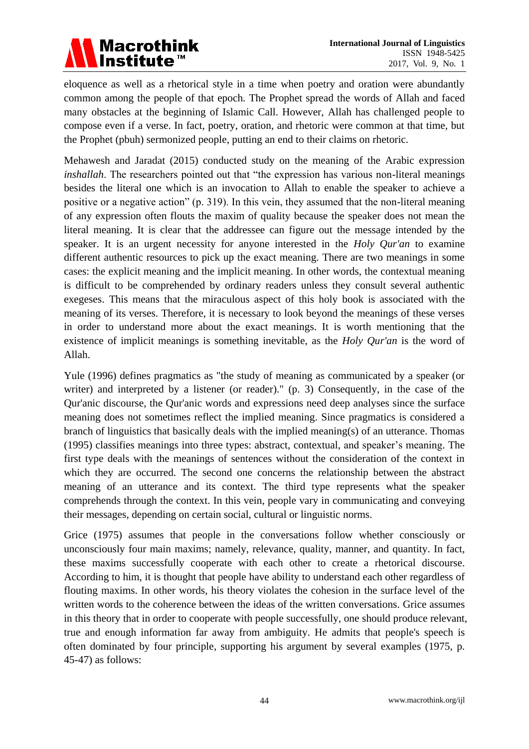eloquence as well as a rhetorical style in a time when poetry and oration were abundantly common among the people of that epoch. The Prophet spread the words of Allah and faced many obstacles at the beginning of Islamic Call. However, Allah has challenged people to compose even if a verse. In fact, poetry, oration, and rhetoric were common at that time, but the Prophet (pbuh) sermonized people, putting an end to their claims on rhetoric.

Mehawesh and Jaradat (2015) conducted study on the meaning of the Arabic expression *inshallah*. The researchers pointed out that "the expression has various non-literal meanings besides the literal one which is an invocation to Allah to enable the speaker to achieve a positive or a negative action" (p. 319). In this vein, they assumed that the non-literal meaning of any expression often flouts the maxim of quality because the speaker does not mean the literal meaning. It is clear that the addressee can figure out the message intended by the speaker. It is an urgent necessity for anyone interested in the *Holy Qur'an* to examine different authentic resources to pick up the exact meaning. There are two meanings in some cases: the explicit meaning and the implicit meaning. In other words, the contextual meaning is difficult to be comprehended by ordinary readers unless they consult several authentic exegeses. This means that the miraculous aspect of this holy book is associated with the meaning of its verses. Therefore, it is necessary to look beyond the meanings of these verses in order to understand more about the exact meanings. It is worth mentioning that the existence of implicit meanings is something inevitable, as the *Holy Qur'an* is the word of Allah.

Yule (1996) defines pragmatics as "the study of meaning as communicated by a speaker (or writer) and interpreted by a listener (or reader)." (p. 3) Consequently, in the case of the Qur'anic discourse, the Qur'anic words and expressions need deep analyses since the surface meaning does not sometimes reflect the implied meaning. Since pragmatics is considered a branch of linguistics that basically deals with the implied meaning(s) of an utterance. Thomas (1995) classifies meanings into three types: abstract, contextual, and speaker's meaning. The first type deals with the meanings of sentences without the consideration of the context in which they are occurred. The second one concerns the relationship between the abstract meaning of an utterance and its context. The third type represents what the speaker comprehends through the context. In this vein, people vary in communicating and conveying their messages, depending on certain social, cultural or linguistic norms.

Grice (1975) assumes that people in the conversations follow whether consciously or unconsciously four main maxims; namely, relevance, quality, manner, and quantity. In fact, these maxims successfully cooperate with each other to create a rhetorical discourse. According to him, it is thought that people have ability to understand each other regardless of flouting maxims. In other words, his theory violates the cohesion in the surface level of the written words to the coherence between the ideas of the written conversations. Grice assumes in this theory that in order to cooperate with people successfully, one should produce relevant, true and enough information far away from ambiguity. He admits that people's speech is often dominated by four principle, supporting his argument by several examples (1975, p. 45-47) as follows: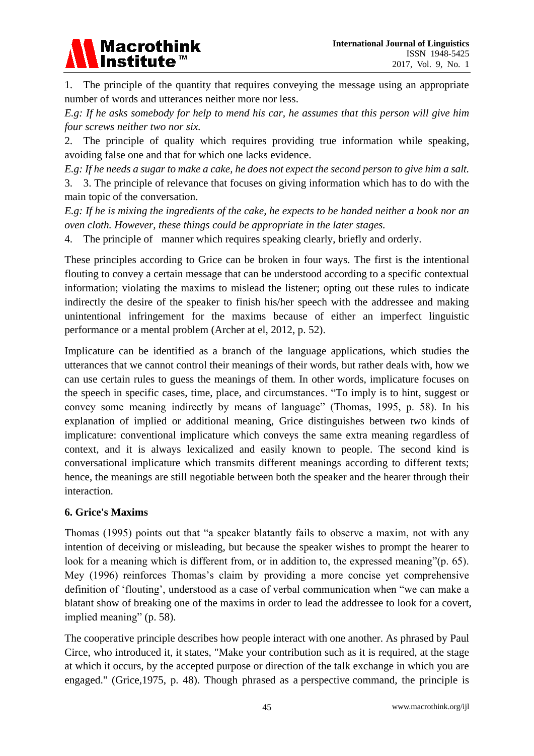1. The principle of the quantity that requires conveying the message using an appropriate number of words and utterances neither more nor less.

*E.g: If he asks somebody for help to mend his car, he assumes that this person will give him four screws neither two nor six.*

2. The principle of quality which requires providing true information while speaking, avoiding false one and that for which one lacks evidence.

*E.g: If he needs a sugar to make a cake, he does not expect the second person to give him a salt.*

3. 3. The principle of relevance that focuses on giving information which has to do with the main topic of the conversation.

*E.g: If he is mixing the ingredients of the cake, he expects to be handed neither a book nor an oven cloth. However, these things could be appropriate in the later stages.*

4. The principle of  manner which requires speaking clearly, briefly and orderly.

These principles according to Grice can be broken in four ways. The first is the intentional flouting to convey a certain message that can be understood according to a specific contextual information; violating the maxims to mislead the listener; opting out these rules to indicate indirectly the desire of the speaker to finish his/her speech with the addressee and making unintentional infringement for the maxims because of either an imperfect linguistic performance or a mental problem (Archer at el, 2012, p. 52).

Implicature can be identified as a branch of the language applications, which studies the utterances that we cannot control their meanings of their words, but rather deals with, how we can use certain rules to guess the meanings of them. In other words, implicature focuses on the speech in specific cases, time, place, and circumstances. "To imply is to hint, suggest or convey some meaning indirectly by means of language" (Thomas, 1995, p. 58). In his explanation of implied or additional meaning, Grice distinguishes between two kinds of implicature: conventional implicature which conveys the same extra meaning regardless of context, and it is always lexicalized and easily known to people. The second kind is conversational implicature which transmits different meanings according to different texts; hence, the meanings are still negotiable between both the speaker and the hearer through their interaction.

## 6. Grice's Maxims

Thomas (1995) points out that "a speaker blatantly fails to observe a maxim, not with any intention of deceiving or misleading, but because the speaker wishes to prompt the hearer to look for a meaning which is different from, or in addition to, the expressed meaning"(p. 65). Mey (1996) reinforces Thomas's claim by providing a more concise yet comprehensive definition of 'flouting', understood as a case of verbal communication when "we can make a blatant show of breaking one of the maxims in order to lead the addressee to look for a covert, implied meaning" (p. 58).

The cooperative principle describes how people interact with one another. As phrased by Paul Circe, who introduced it, it states, "Make your contribution such as it is required, at the stage at which it occurs, by the accepted purpose or direction of the talk exchange in which you are engaged." (Grice,1975, p. 48). Though phrased as a perspective command, the principle is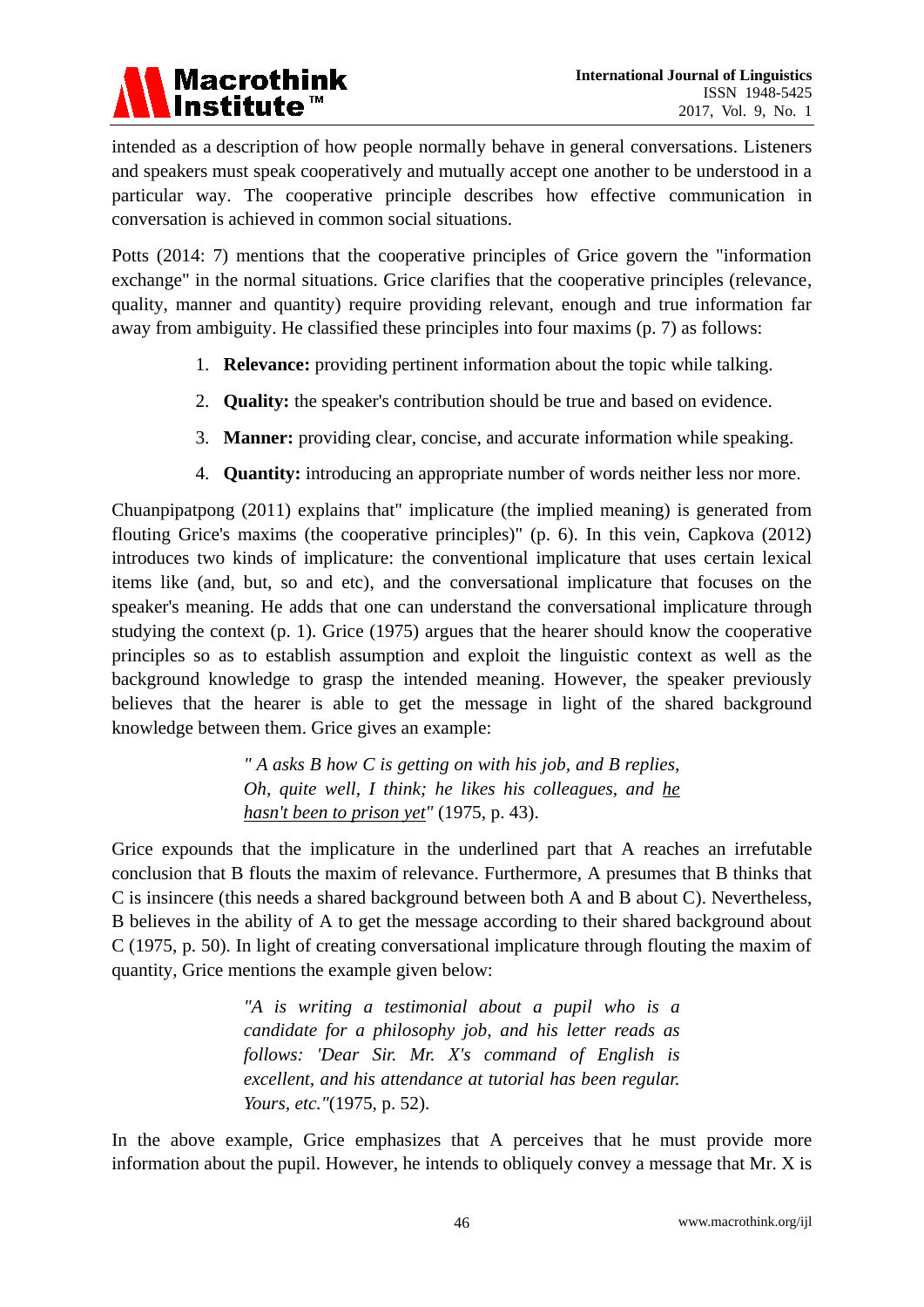intended as a description of how people normally behave in general conversations. Listeners and speakers must speak cooperatively and mutually accept one another to be understood in a particular way. The cooperative principle describes how effective communication in conversation is achieved in common social situations.

Potts (2014: 7) mentions that the cooperative principles of Grice govern the "information exchange" in the normal situations. Grice clarifies that the cooperative principles (relevance, quality, manner and quantity) require providing relevant, enough and true information far away from ambiguity. He classified these principles into four maxims (p. 7) as follows:

1. **Relevance:** providing pertinent information about the topic while talking.
2. **Quality:** the speaker's contribution should be true and based on evidence.
3. **Manner:** providing clear, concise, and accurate information while speaking.
4. **Quantity:** introducing an appropriate number of words neither less nor more.

Chuanpipatpong (2011) explains that" implicature (the implied meaning) is generated from flouting Grice's maxims (the cooperative principles)" (p. 6). In this vein, Capkova (2012) introduces two kinds of implicature: the conventional implicature that uses certain lexical items like (and, but, so and etc), and the conversational implicature that focuses on the speaker's meaning. He adds that one can understand the conversational implicature through studying the context (p. 1). Grice (1975) argues that the hearer should know the cooperative principles so as to establish assumption and exploit the linguistic context as well as the background knowledge to grasp the intended meaning. However, the speaker previously believes that the hearer is able to get the message in light of the shared background knowledge between them. Grice gives an example:

> *" A asks B how C is getting on with his job, and B replies, Oh, quite well, I think; he likes his colleagues, and <u>he hasn't been to prison yet</u>"* (1975, p. 43).

Grice expounds that the implicature in the underlined part that A reaches an irrefutable conclusion that B flouts the maxim of relevance. Furthermore, A presumes that B thinks that C is insincere (this needs a shared background between both A and B about C). Nevertheless, B believes in the ability of A to get the message according to their shared background about C (1975, p. 50). In light of creating conversational implicature through flouting the maxim of quantity, Grice mentions the example given below:

> *"A is writing a testimonial about a pupil who is a candidate for a philosophy job, and his letter reads as follows: 'Dear Sir. Mr. X's command of English is excellent, and his attendance at tutorial has been regular. Yours, etc."*(1975, p. 52).

In the above example, Grice emphasizes that A perceives that he must provide more information about the pupil. However, he intends to obliquely convey a message that Mr. X is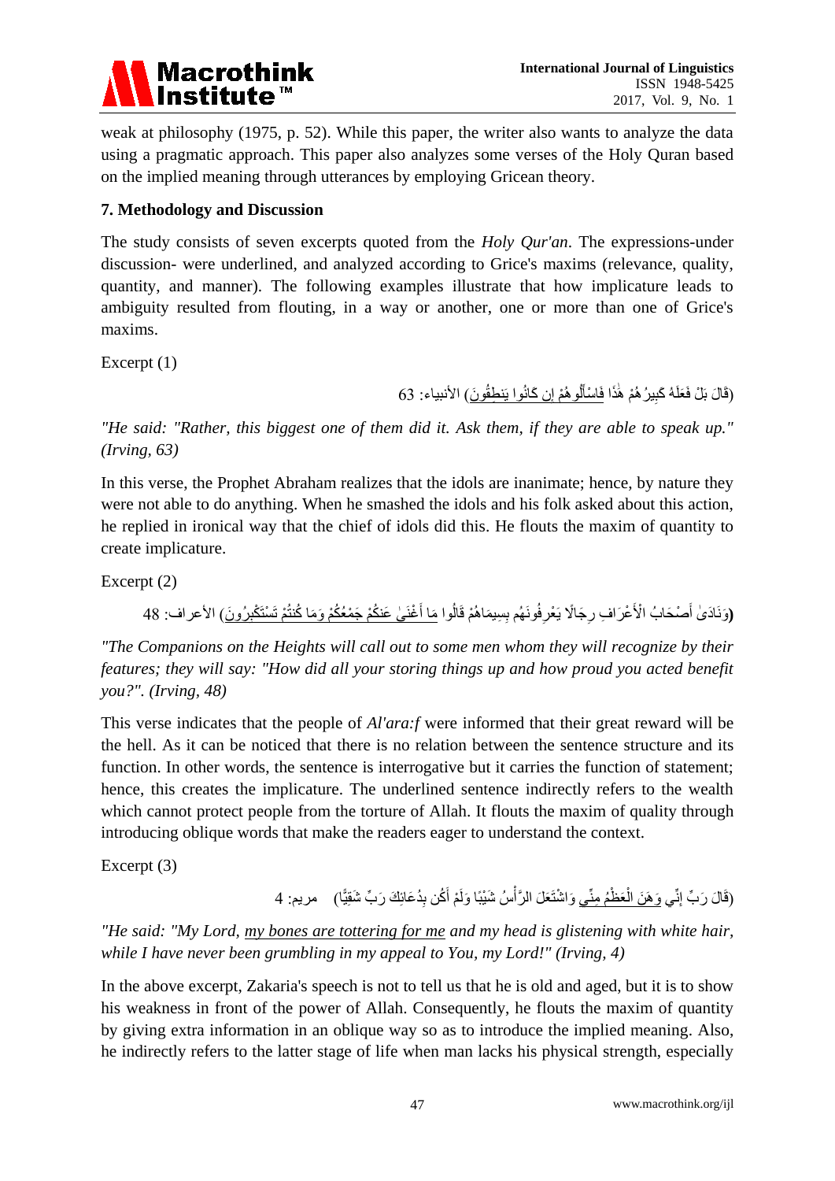weak at philosophy (1975, p. 52). While this paper, the writer also wants to analyze the data using a pragmatic approach. This paper also analyzes some verses of the Holy Quran based on the implied meaning through utterances by employing Gricean theory.

## 7. Methodology and Discussion

The study consists of seven excerpts quoted from the *Holy Qur'an*. The expressions-under discussion- were underlined, and analyzed according to Grice's maxims (relevance, quality, quantity, and manner). The following examples illustrate that how implicature leads to ambiguity resulted from flouting, in a way or another, one or more than one of Grice's maxims.

Excerpt (1)

(قَالَ بَلْ فَعَلَهُ كَبِيرُهُمْ هَٰذَا فَاسْأَلُوهُمْ إِن كَانُوا يَنطِقُونَ) الأنبياء: 63

*"He said: "Rather, this biggest one of them did it. Ask them, if they are able to speak up." (Irving, 63)*

In this verse, the Prophet Abraham realizes that the idols are inanimate; hence, by nature they were not able to do anything. When he smashed the idols and his folk asked about this action, he replied in ironical way that the chief of idols did this. He flouts the maxim of quantity to create implicature.

Excerpt (2)

(وَنَادَىٰ أَصْحَابُ الْأَعْرَافِ رِجَالًا يَعْرِفُونَهُم بِسِيمَاهُمْ قَالُوا مَا أَغْنَىٰ عَنكُمْ جَمْعُكُمْ وَمَا كُنتُمْ تَسْتَكْبِرُونَ) الأعراف: 48

*"The Companions on the Heights will call out to some men whom they will recognize by their features; they will say: "How did all your storing things up and how proud you acted benefit you?". (Irving, 48)*

This verse indicates that the people of *Al'ara:f* were informed that their great reward will be the hell. As it can be noticed that there is no relation between the sentence structure and its function. In other words, the sentence is interrogative but it carries the function of statement; hence, this creates the implicature. The underlined sentence indirectly refers to the wealth which cannot protect people from the torture of Allah. It flouts the maxim of quality through introducing oblique words that make the readers eager to understand the context.

Excerpt (3)

(قَالَ رَبِّ إِنِّي وَهَنَ الْعَظْمُ مِنِّي وَاشْتَعَلَ الرَّأْسُ شَيْبًا وَلَمْ أَكُن بِدُعَائِكَ رَبِّ شَقِيًّا) مريم: 4

*"He said: "My Lord, my bones are tottering for me and my head is glistening with white hair, while I have never been grumbling in my appeal to You, my Lord!" (Irving, 4)*

In the above excerpt, Zakaria's speech is not to tell us that he is old and aged, but it is to show his weakness in front of the power of Allah. Consequently, he flouts the maxim of quantity by giving extra information in an oblique way so as to introduce the implied meaning. Also, he indirectly refers to the latter stage of life when man lacks his physical strength, especially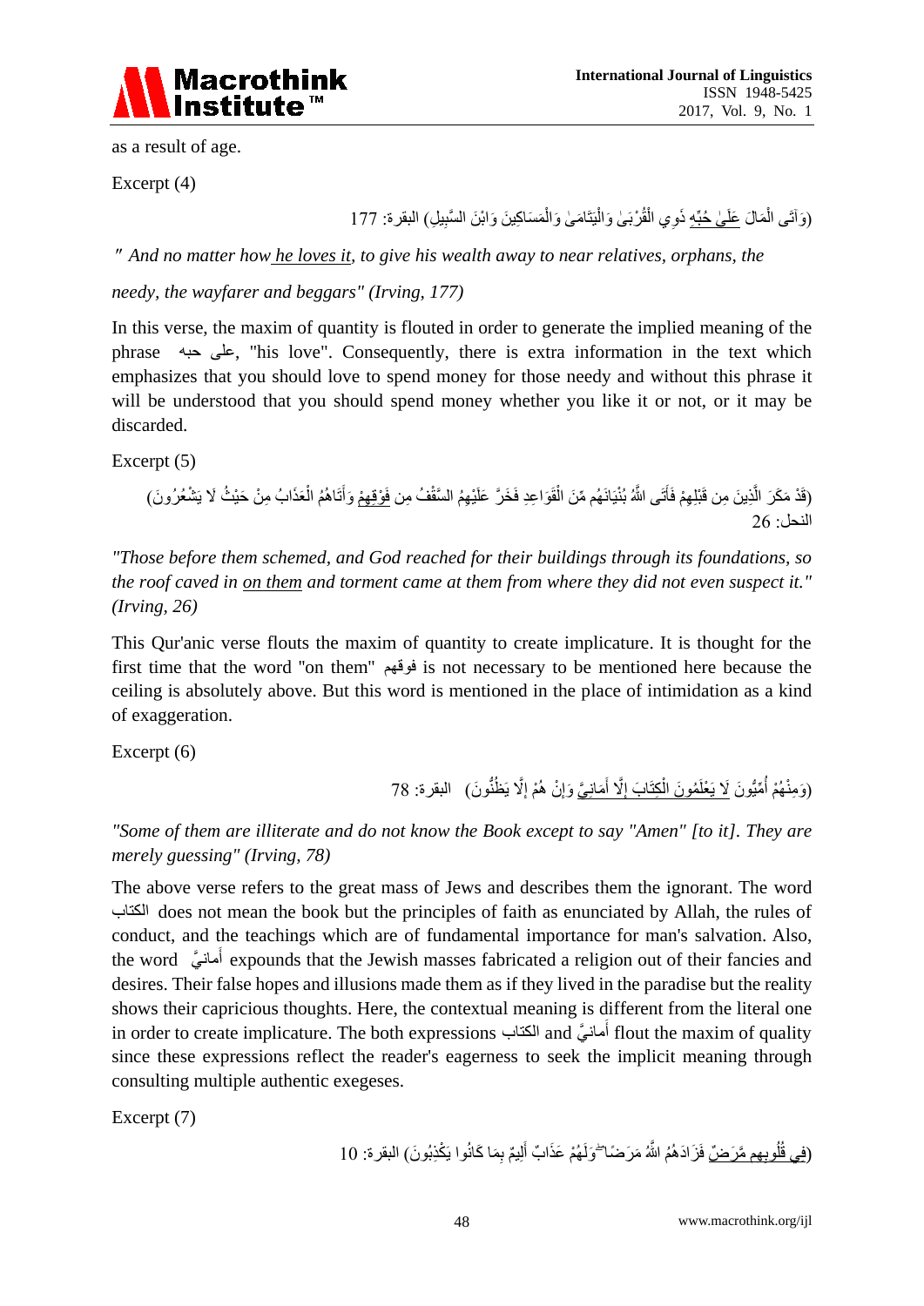as a result of age.

Excerpt (4)

(وَآتَى الْمَالَ عَلَىٰ حُبِّهِ ذَوِي الْقُرْبَىٰ وَالْيَتَامَىٰ وَالْمَسَاكِينَ وَابْنَ السَّبِيلِ) البقرة: 177

*" And no matter how he loves it, to give his wealth away to near relatives, orphans, the needy, the wayfarer and beggars" (Irving, 177)*

In this verse, the maxim of quantity is flouted in order to generate the implied meaning of the phrase على حبه, "his love". Consequently, there is extra information in the text which emphasizes that you should love to spend money for those needy and without this phrase it will be understood that you should spend money whether you like it or not, or it may be discarded.

Excerpt (5)

(قَدْ مَكَرَ الَّذِينَ مِن قَبْلِهِمْ فَأَتَى اللَّهُ بُنْيَانَهُم مِّنَ الْقَوَاعِدِ فَخَرَّ عَلَيْهِمُ السَّقْفُ مِن فَوْقِهِمْ وَأَتَاهُمُ الْعَذَابُ مِنْ حَيْثُ لَا يَشْعُرُونَ) النحل: 26

*"Those before them schemed, and God reached for their buildings through its foundations, so the roof caved in on them and torment came at them from where they did not even suspect it." (Irving, 26)*

This Qur'anic verse flouts the maxim of quantity to create implicature. It is thought for the first time that the word "on them" فوقهم is not necessary to be mentioned here because the ceiling is absolutely above. But this word is mentioned in the place of intimidation as a kind of exaggeration.

Excerpt (6)

(وَمِنْهُمْ أُمِّيُّونَ لَا يَعْلَمُونَ الْكِتَابَ إِلَّا أَمَانِيَّ وَإِنْ هُمْ إِلَّا يَظُنُّونَ) البقرة: 78

*"Some of them are illiterate and do not know the Book except to say "Amen" [to it]. They are merely guessing" (Irving, 78)*

The above verse refers to the great mass of Jews and describes them the ignorant. The word الكتاب does not mean the book but the principles of faith as enunciated by Allah, the rules of conduct, and the teachings which are of fundamental importance for man's salvation. Also, the word أمانيَّ expounds that the Jewish masses fabricated a religion out of their fancies and desires. Their false hopes and illusions made them as if they lived in the paradise but the reality shows their capricious thoughts. Here, the contextual meaning is different from the literal one in order to create implicature. The both expressions الكتاب and أمانيَّ flout the maxim of quality since these expressions reflect the reader's eagerness to seek the implicit meaning through consulting multiple authentic exegeses.

Excerpt (7)

(فِي قُلُوبِهِم مَّرَضٌ فَزَادَهُمُ اللَّهُ مَرَضًا ۖ وَلَهُمْ عَذَابٌ أَلِيمٌ بِمَا كَانُوا يَكْذِبُونَ) البقرة: 10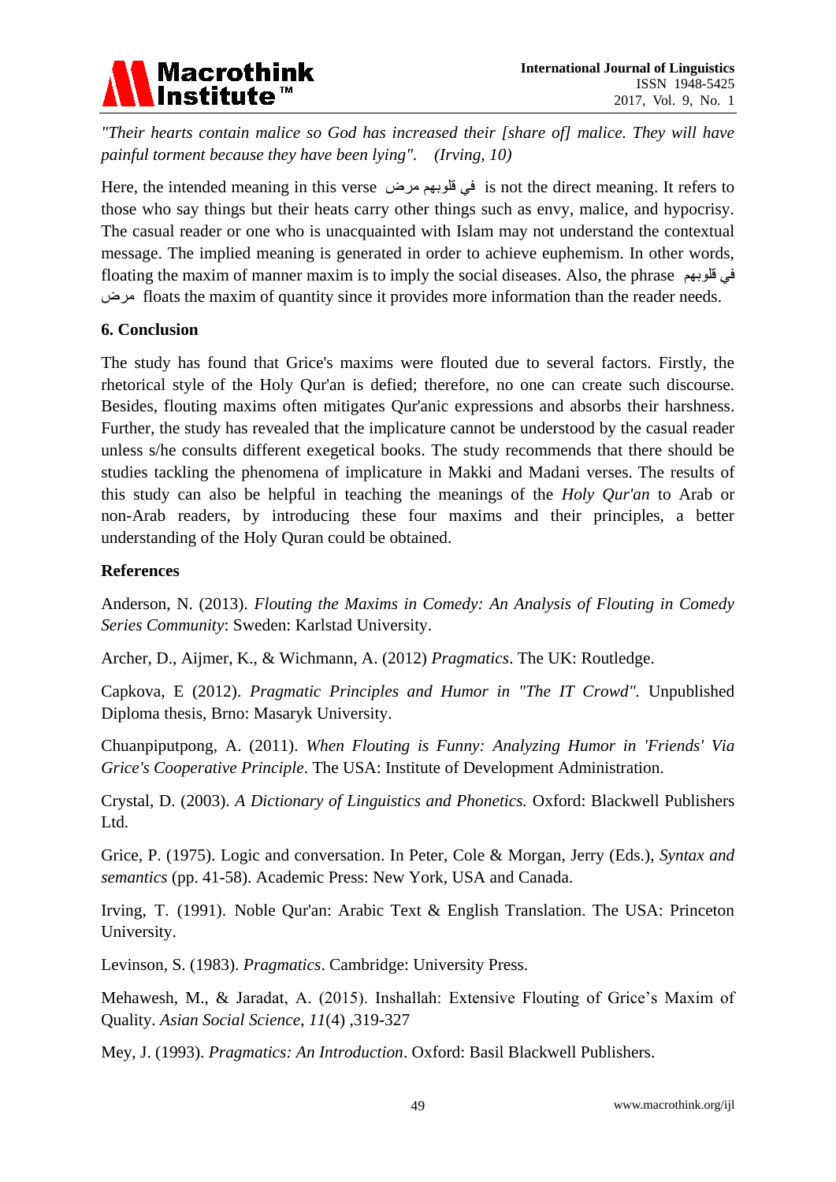*"Their hearts contain malice so God has increased their [share of] malice. They will have painful torment because they have been lying". (Irving, 10)*

Here, the intended meaning in this verse في قلوبهم مرض is not the direct meaning. It refers to those who say things but their heats carry other things such as envy, malice, and hypocrisy. The casual reader or one who is unacquainted with Islam may not understand the contextual message. The implied meaning is generated in order to achieve euphemism. In other words, floating the maxim of manner maxim is to imply the social diseases. Also, the phrase في قلوبهم مرض floats the maxim of quantity since it provides more information than the reader needs.

## 6. Conclusion

The study has found that Grice's maxims were flouted due to several factors. Firstly, the rhetorical style of the Holy Qur'an is defied; therefore, no one can create such discourse. Besides, flouting maxims often mitigates Qur'anic expressions and absorbs their harshness. Further, the study has revealed that the implicature cannot be understood by the casual reader unless s/he consults different exegetical books. The study recommends that there should be studies tackling the phenomena of implicature in Makki and Madani verses. The results of this study can also be helpful in teaching the meanings of the *Holy Qur'an* to Arab or non-Arab readers, by introducing these four maxims and their principles, a better understanding of the Holy Quran could be obtained.

## References

Anderson, N. (2013). *Flouting the Maxims in Comedy: An Analysis of Flouting in Comedy Series Community*: Sweden: Karlstad University.

Archer, D., Aijmer, K., & Wichmann, A. (2012) *Pragmatics*. The UK: Routledge.

Capkova, E (2012). *Pragmatic Principles and Humor in "The IT Crowd".* Unpublished Diploma thesis, Brno: Masaryk University.

Chuanpiputpong, A. (2011). *When Flouting is Funny: Analyzing Humor in 'Friends' Via Grice's Cooperative Principle*. The USA: Institute of Development Administration.

Crystal, D. (2003). *A Dictionary of Linguistics and Phonetics.* Oxford: Blackwell Publishers Ltd.

Grice, P. (1975). Logic and conversation. In Peter, Cole & Morgan, Jerry (Eds.), *Syntax and semantics* (pp. 41-58). Academic Press: New York, USA and Canada.

Irving, T. (1991). Noble Qur'an: Arabic Text & English Translation. The USA: Princeton University.

Levinson, S. (1983). *Pragmatics*. Cambridge: University Press.

Mehawesh, M., & Jaradat, A. (2015). Inshallah: Extensive Flouting of Grice's Maxim of Quality. *Asian Social Science*, *11*(4) ,319-327

Mey, J. (1993). *Pragmatics: An Introduction*. Oxford: Basil Blackwell Publishers.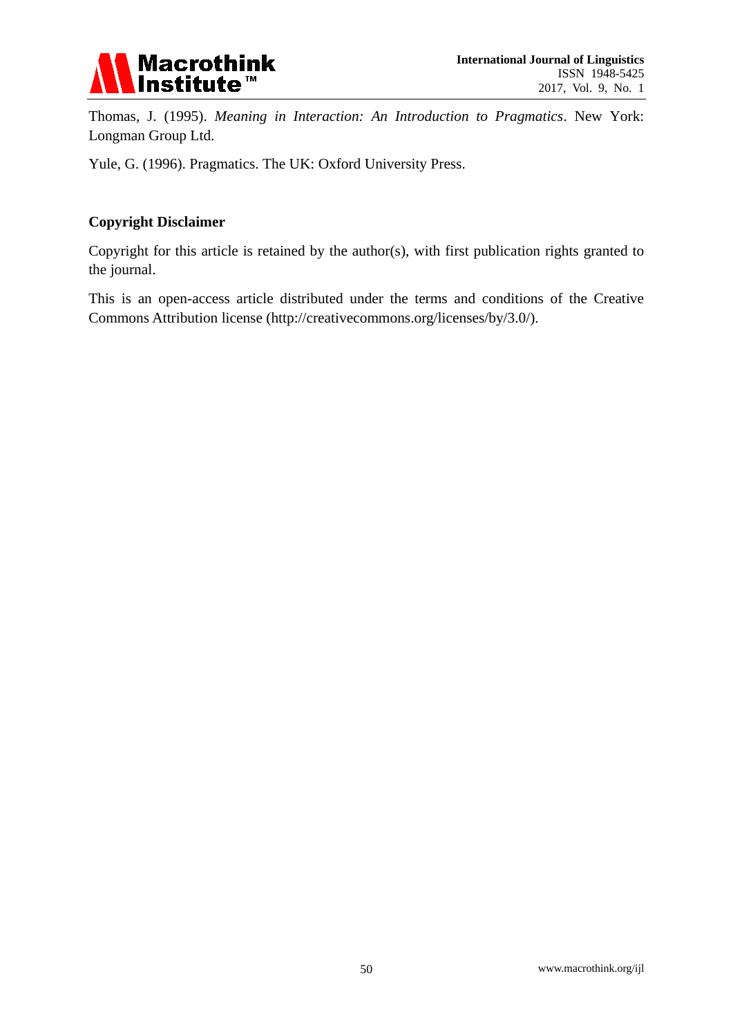Thomas, J. (1995). *Meaning in Interaction: An Introduction to Pragmatics*. New York: Longman Group Ltd.

Yule, G. (1996). Pragmatics. The UK: Oxford University Press.

## Copyright Disclaimer

Copyright for this article is retained by the author(s), with first publication rights granted to the journal.

This is an open-access article distributed under the terms and conditions of the Creative Commons Attribution license (http://creativecommons.org/licenses/by/3.0/).